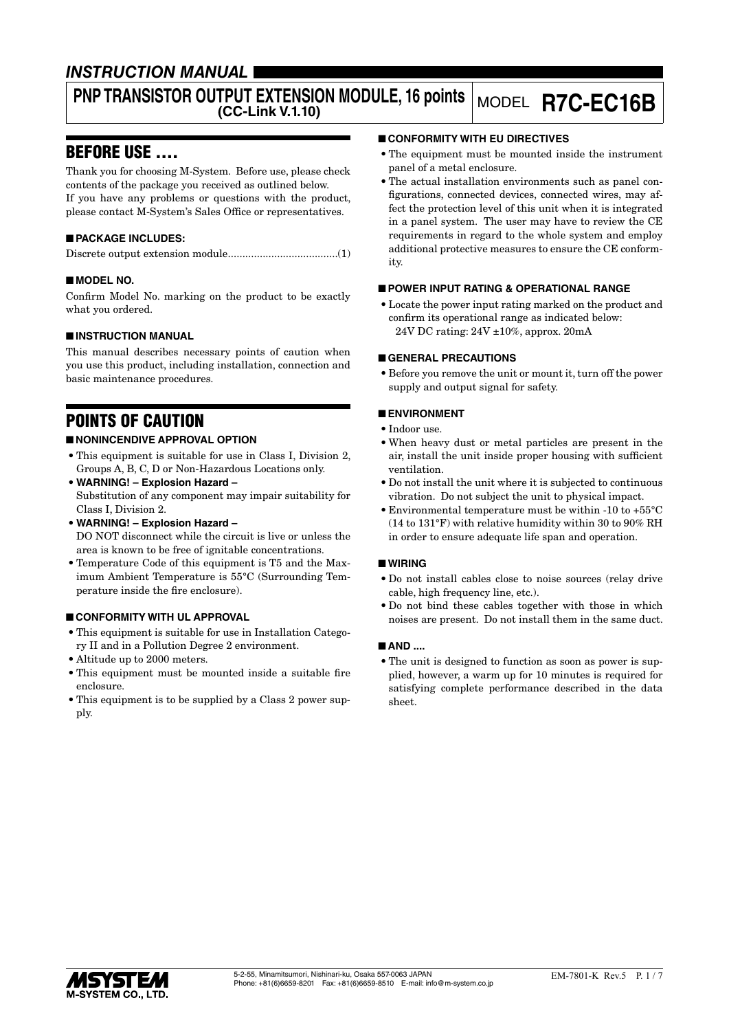# INSTRUCTION MANUAL

## PNP TRANSISTOR OUTPUT EXTENSION MODULE, 16 points (CC-Link V.1.10) — MODEL R7C-EC16B

## BEFORE USE ....

Thank you for choosing M-System. Before use, please check contents of the package you received as outlined below.
If you have any problems or questions with the product, please contact M-System's Sales Office or representatives.

### ■ PACKAGE INCLUDES:

Discrete output extension module......................................(1)

### ■ MODEL NO.

Confirm Model No. marking on the product to be exactly what you ordered.

### ■ INSTRUCTION MANUAL

This manual describes necessary points of caution when you use this product, including installation, connection and basic maintenance procedures.

## POINTS OF CAUTION

### ■ NONINCENDIVE APPROVAL OPTION

- This equipment is suitable for use in Class I, Division 2, Groups A, B, C, D or Non-Hazardous Locations only.
- **WARNING! – Explosion Hazard –**
  Substitution of any component may impair suitability for Class I, Division 2.
- **WARNING! – Explosion Hazard –**
  DO NOT disconnect while the circuit is live or unless the area is known to be free of ignitable concentrations.
- Temperature Code of this equipment is T5 and the Maximum Ambient Temperature is 55°C (Surrounding Temperature inside the fire enclosure).

### ■ CONFORMITY WITH UL APPROVAL

- This equipment is suitable for use in Installation Category II and in a Pollution Degree 2 environment.
- Altitude up to 2000 meters.
- This equipment must be mounted inside a suitable fire enclosure.
- This equipment is to be supplied by a Class 2 power supply.

### ■ CONFORMITY WITH EU DIRECTIVES

- The equipment must be mounted inside the instrument panel of a metal enclosure.
- The actual installation environments such as panel configurations, connected devices, connected wires, may affect the protection level of this unit when it is integrated in a panel system. The user may have to review the CE requirements in regard to the whole system and employ additional protective measures to ensure the CE conformity.

### ■ POWER INPUT RATING & OPERATIONAL RANGE

- Locate the power input rating marked on the product and confirm its operational range as indicated below:
  24V DC rating: 24V ±10%, approx. 20mA

### ■ GENERAL PRECAUTIONS

- Before you remove the unit or mount it, turn off the power supply and output signal for safety.

### ■ ENVIRONMENT

- Indoor use.
- When heavy dust or metal particles are present in the air, install the unit inside proper housing with sufficient ventilation.
- Do not install the unit where it is subjected to continuous vibration. Do not subject the unit to physical impact.
- Environmental temperature must be within -10 to +55°C (14 to 131°F) with relative humidity within 30 to 90% RH in order to ensure adequate life span and operation.

### ■ WIRING

- Do not install cables close to noise sources (relay drive cable, high frequency line, etc.).
- Do not bind these cables together with those in which noises are present. Do not install them in the same duct.

### ■ AND ....

- The unit is designed to function as soon as power is supplied, however, a warm up for 10 minutes is required for satisfying complete performance described in the data sheet.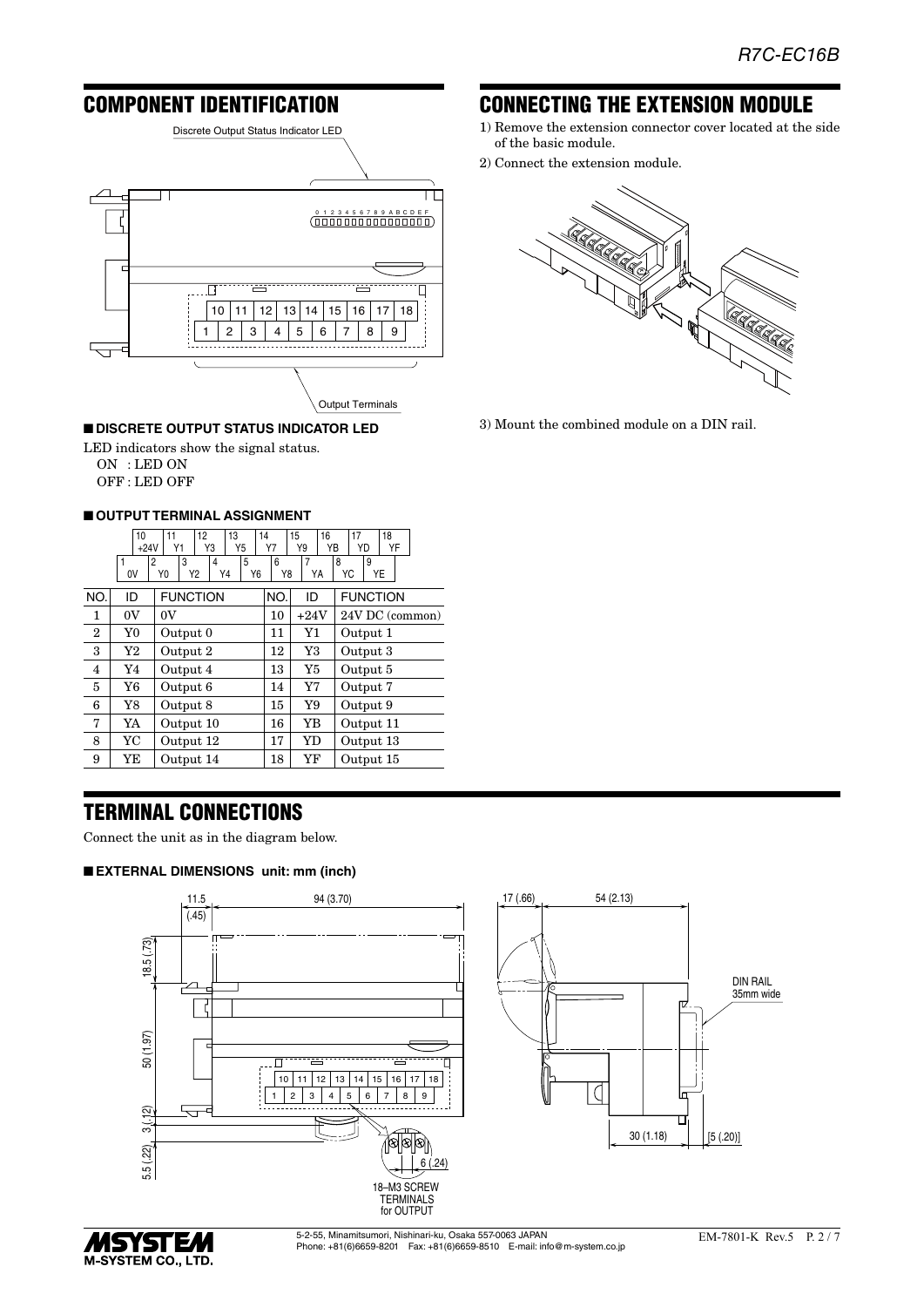## COMPONENT IDENTIFICATION

Discrete Output Status Indicator LED

Output Terminals

### ■ DISCRETE OUTPUT STATUS INDICATOR LED

LED indicators show the signal status.
ON : LED ON
OFF : LED OFF

### ■ OUTPUT TERMINAL ASSIGNMENT

| NO. | ID | FUNCTION | NO. | ID | FUNCTION |
|---|---|---|---|---|---|
| 1 | 0V | 0V | 10 | +24V | 24V DC (common) |
| 2 | Y0 | Output 0 | 11 | Y1 | Output 1 |
| 3 | Y2 | Output 2 | 12 | Y3 | Output 3 |
| 4 | Y4 | Output 4 | 13 | Y5 | Output 5 |
| 5 | Y6 | Output 6 | 14 | Y7 | Output 7 |
| 6 | Y8 | Output 8 | 15 | Y9 | Output 9 |
| 7 | YA | Output 10 | 16 | YB | Output 11 |
| 8 | YC | Output 12 | 17 | YD | Output 13 |
| 9 | YE | Output 14 | 18 | YF | Output 15 |

## CONNECTING THE EXTENSION MODULE

1) Remove the extension connector cover located at the side of the basic module.
2) Connect the extension module.
3) Mount the combined module on a DIN rail.

## TERMINAL CONNECTIONS

Connect the unit as in the diagram below.

### ■ EXTERNAL DIMENSIONS unit: mm (inch)

18–M3 SCREW TERMINALS for OUTPUT

DIN RAIL 35mm wide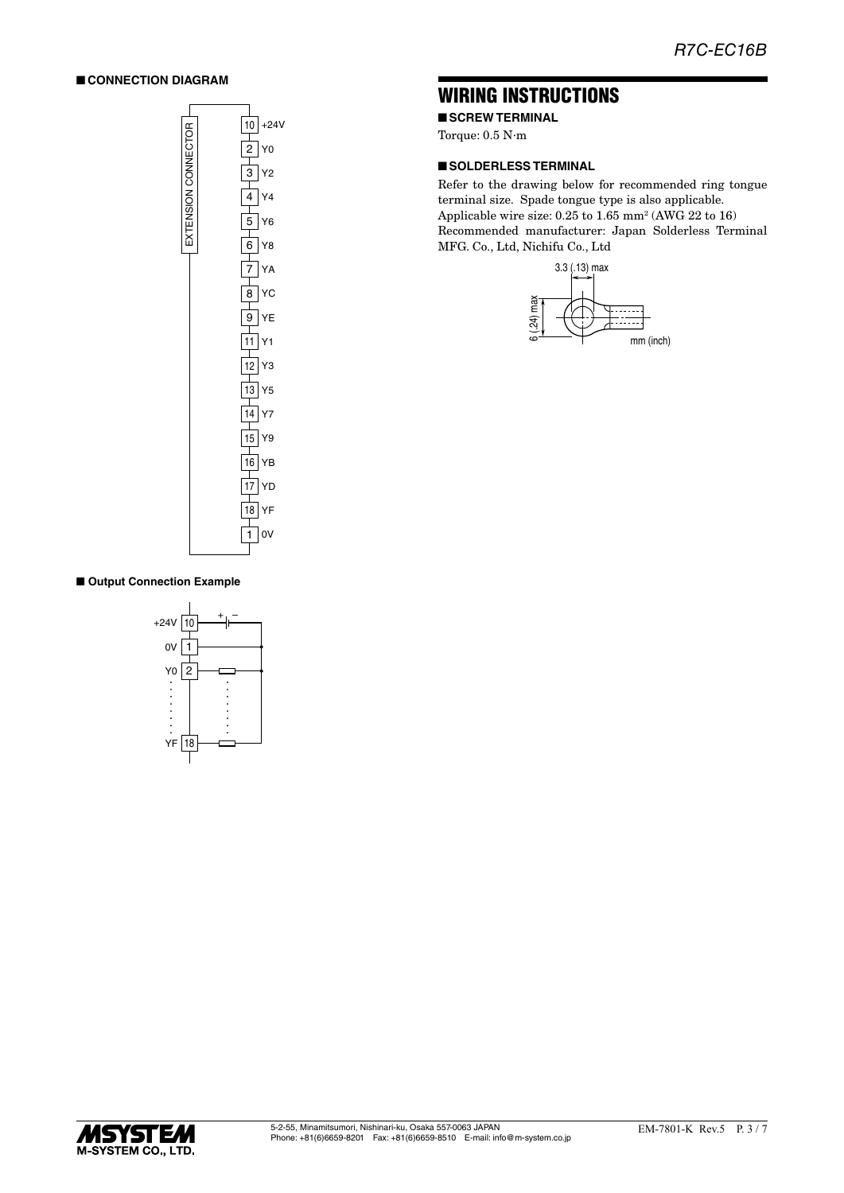## ■ CONNECTION DIAGRAM

| Terminal | Signal |
|---|---|
| 10 | +24V |
| 2 | Y0 |
| 3 | Y2 |
| 4 | Y4 |
| 5 | Y6 |
| 6 | Y8 |
| 7 | YA |
| 8 | YC |
| 9 | YE |
| 11 | Y1 |
| 12 | Y3 |
| 13 | Y5 |
| 14 | Y7 |
| 15 | Y9 |
| 16 | YB |
| 17 | YD |
| 18 | YF |
| 1 | 0V |

EXTENSION CONNECTOR

### ■ Output Connection Example

+24V 10, 0V 1, Y0 2, YF 18

# WIRING INSTRUCTIONS

## ■ SCREW TERMINAL

Torque: 0.5 N·m

## ■ SOLDERLESS TERMINAL

Refer to the drawing below for recommended ring tongue terminal size. Spade tongue type is also applicable.
Applicable wire size: 0.25 to 1.65 mm$^2$ (AWG 22 to 16)
Recommended manufacturer: Japan Solderless Terminal MFG. Co., Ltd, Nichifu Co., Ltd

3.3 (.13) max
6 (.24) max
mm (inch)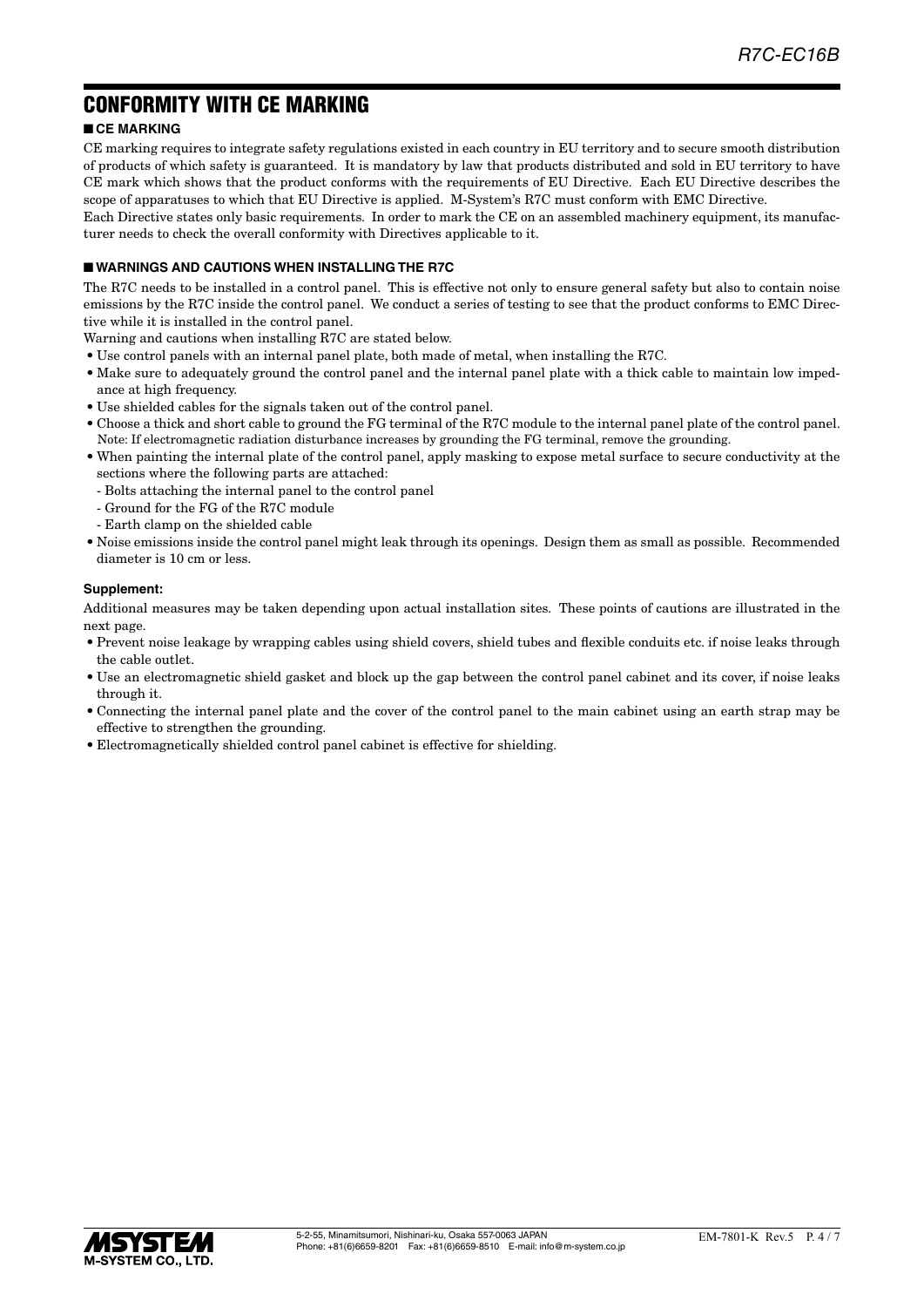## CONFORMITY WITH CE MARKING

### ■ CE MARKING

CE marking requires to integrate safety regulations existed in each country in EU territory and to secure smooth distribution of products of which safety is guaranteed. It is mandatory by law that products distributed and sold in EU territory to have CE mark which shows that the product conforms with the requirements of EU Directive. Each EU Directive describes the scope of apparatuses to which that EU Directive is applied. M-System's R7C must conform with EMC Directive.

Each Directive states only basic requirements. In order to mark the CE on an assembled machinery equipment, its manufacturer needs to check the overall conformity with Directives applicable to it.

### ■ WARNINGS AND CAUTIONS WHEN INSTALLING THE R7C

The R7C needs to be installed in a control panel. This is effective not only to ensure general safety but also to contain noise emissions by the R7C inside the control panel. We conduct a series of testing to see that the product conforms to EMC Directive while it is installed in the control panel.

Warning and cautions when installing R7C are stated below.

- Use control panels with an internal panel plate, both made of metal, when installing the R7C.
- Make sure to adequately ground the control panel and the internal panel plate with a thick cable to maintain low impedance at high frequency.
- Use shielded cables for the signals taken out of the control panel.
- Choose a thick and short cable to ground the FG terminal of the R7C module to the internal panel plate of the control panel.
  Note: If electromagnetic radiation disturbance increases by grounding the FG terminal, remove the grounding.
- When painting the internal plate of the control panel, apply masking to expose metal surface to secure conductivity at the sections where the following parts are attached:
  - Bolts attaching the internal panel to the control panel
  - Ground for the FG of the R7C module
  - Earth clamp on the shielded cable
- Noise emissions inside the control panel might leak through its openings. Design them as small as possible. Recommended diameter is 10 cm or less.

#### Supplement:

Additional measures may be taken depending upon actual installation sites. These points of cautions are illustrated in the next page.

- Prevent noise leakage by wrapping cables using shield covers, shield tubes and flexible conduits etc. if noise leaks through the cable outlet.
- Use an electromagnetic shield gasket and block up the gap between the control panel cabinet and its cover, if noise leaks through it.
- Connecting the internal panel plate and the cover of the control panel to the main cabinet using an earth strap may be effective to strengthen the grounding.
- Electromagnetically shielded control panel cabinet is effective for shielding.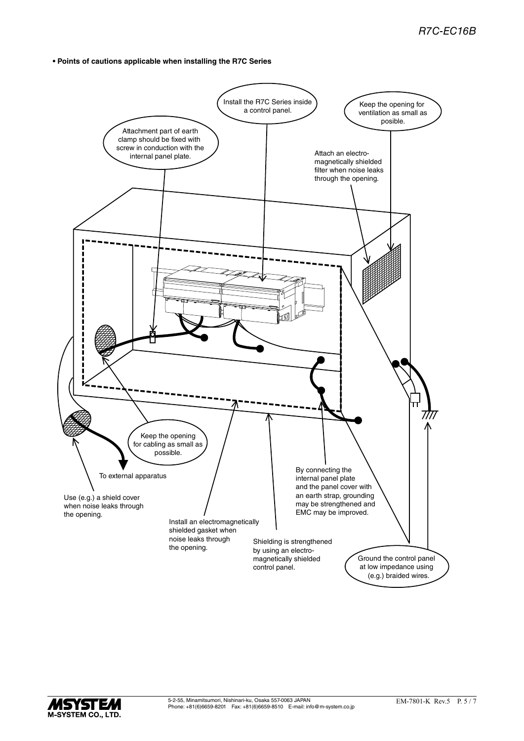**• Points of cautions applicable when installing the R7C Series**

Install the R7C Series inside a control panel.

Keep the opening for ventilation as small as posible.

Attachment part of earth clamp should be fixed with screw in conduction with the internal panel plate.

Attach an electro-magnetically shielded filter when noise leaks through the opening.

Keep the opening for cabling as small as possible.

To external apparatus

Use (e.g.) a shield cover when noise leaks through the opening.

Install an electromagnetically shielded gasket when noise leaks through the opening.

Shielding is strengthened by using an electro-magnetically shielded control panel.

By connecting the internal panel plate and the panel cover with an earth strap, grounding may be strengthened and EMC may be improved.

Ground the control panel at low impedance using (e.g.) braided wires.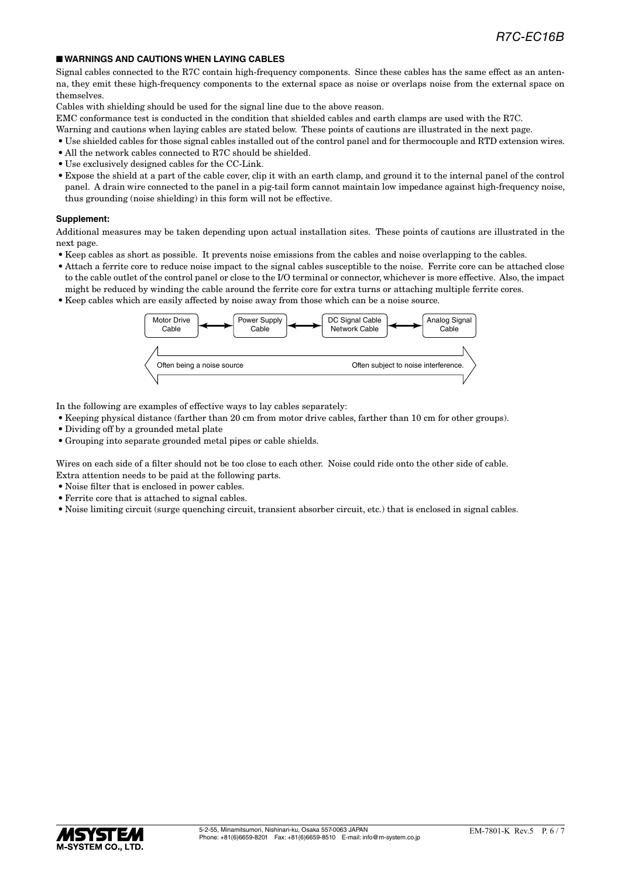## ■ WARNINGS AND CAUTIONS WHEN LAYING CABLES

Signal cables connected to the R7C contain high-frequency components. Since these cables has the same effect as an antenna, they emit these high-frequency components to the external space as noise or overlaps noise from the external space on themselves.

Cables with shielding should be used for the signal line due to the above reason.

EMC conformance test is conducted in the condition that shielded cables and earth clamps are used with the R7C.

Warning and cautions when laying cables are stated below. These points of cautions are illustrated in the next page.

- Use shielded cables for those signal cables installed out of the control panel and for thermocouple and RTD extension wires.
- All the network cables connected to R7C should be shielded.
- Use exclusively designed cables for the CC-Link.
- Expose the shield at a part of the cable cover, clip it with an earth clamp, and ground it to the internal panel of the control panel. A drain wire connected to the panel in a pig-tail form cannot maintain low impedance against high-frequency noise, thus grounding (noise shielding) in this form will not be effective.

### Supplement:

Additional measures may be taken depending upon actual installation sites. These points of cautions are illustrated in the next page.

- Keep cables as short as possible. It prevents noise emissions from the cables and noise overlapping to the cables.
- Attach a ferrite core to reduce noise impact to the signal cables susceptible to the noise. Ferrite core can be attached close to the cable outlet of the control panel or close to the I/O terminal or connector, whichever is more effective. Also, the impact might be reduced by winding the cable around the ferrite core for extra turns or attaching multiple ferrite cores.
- Keep cables which are easily affected by noise away from those which can be a noise source.

Motor Drive Cable ↔ Power Supply Cable ↔ DC Signal Cable / Network Cable ↔ Analog Signal Cable

Often being a noise source ⟷ Often subject to noise interference.

In the following are examples of effective ways to lay cables separately:

- Keeping physical distance (farther than 20 cm from motor drive cables, farther than 10 cm for other groups).
- Dividing off by a grounded metal plate
- Grouping into separate grounded metal pipes or cable shields.

Wires on each side of a filter should not be too close to each other. Noise could ride onto the other side of cable.

Extra attention needs to be paid at the following parts.

- Noise filter that is enclosed in power cables.
- Ferrite core that is attached to signal cables.
- Noise limiting circuit (surge quenching circuit, transient absorber circuit, etc.) that is enclosed in signal cables.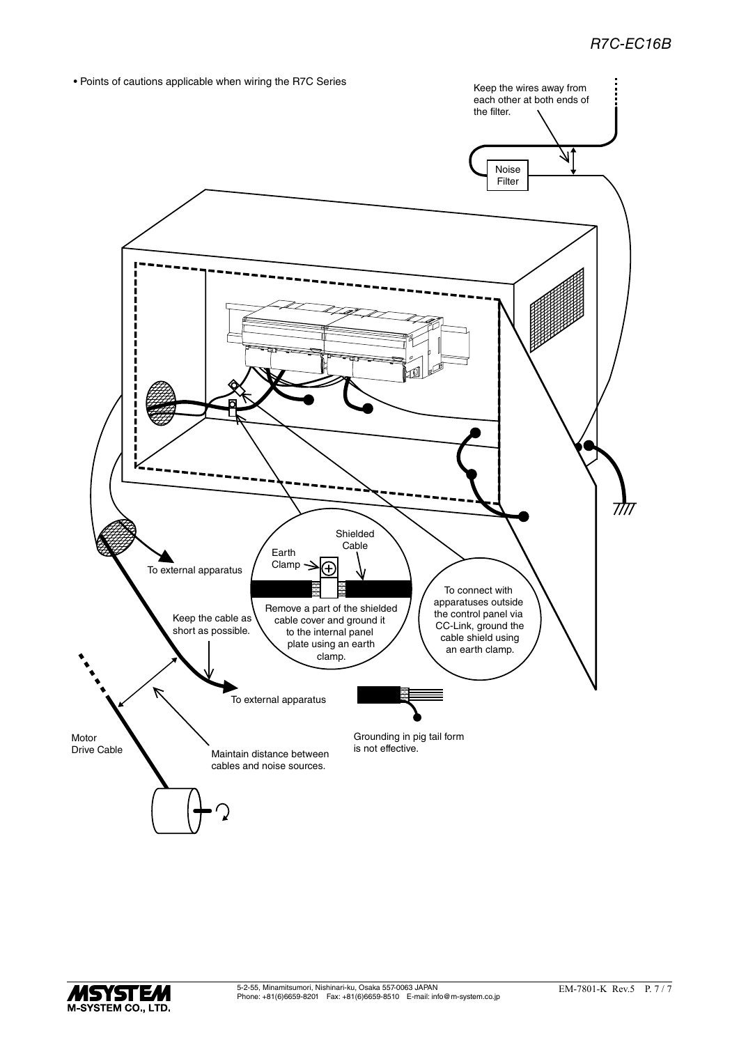• Points of cautions applicable when wiring the R7C Series

Keep the wires away from each other at both ends of the filter.

Noise Filter

Shielded Cable

Earth Clamp

Remove a part of the shielded cable cover and ground it to the internal panel plate using an earth clamp.

To connect with apparatuses outside the control panel via CC-Link, ground the cable shield using an earth clamp.

To external apparatus

Keep the cable as short as possible.

To external apparatus

Motor Drive Cable

Maintain distance between cables and noise sources.

Grounding in pig tail form is not effective.